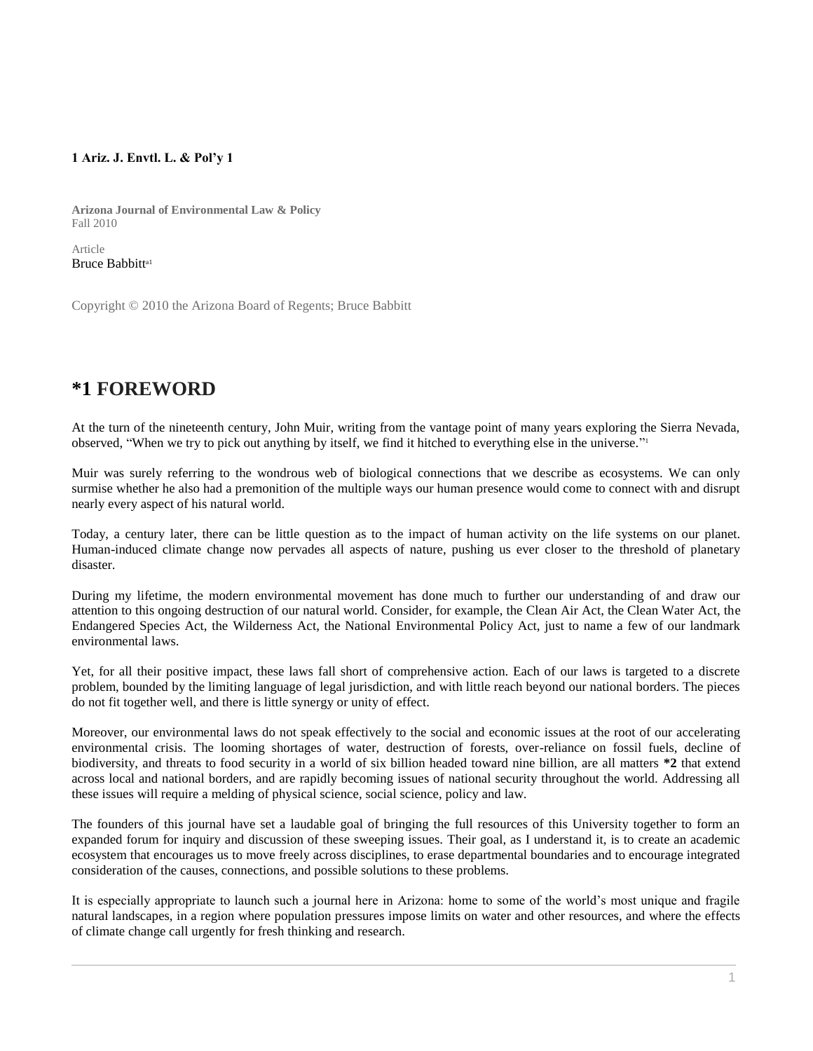**1 Ariz. J. Envtl. L. & Pol'y 1**

**Arizona Journal of Environmental Law & Policy**
Fall 2010

Article
Bruce Babbitt[a1]

Copyright © 2010 the Arizona Board of Regents; Bruce Babbitt

# *1 FOREWORD

At the turn of the nineteenth century, John Muir, writing from the vantage point of many years exploring the Sierra Nevada, observed, "When we try to pick out anything by itself, we find it hitched to everything else in the universe."[1]

Muir was surely referring to the wondrous web of biological connections that we describe as ecosystems. We can only surmise whether he also had a premonition of the multiple ways our human presence would come to connect with and disrupt nearly every aspect of his natural world.

Today, a century later, there can be little question as to the impact of human activity on the life systems on our planet. Human-induced climate change now pervades all aspects of nature, pushing us ever closer to the threshold of planetary disaster.

During my lifetime, the modern environmental movement has done much to further our understanding of and draw our attention to this ongoing destruction of our natural world. Consider, for example, the Clean Air Act, the Clean Water Act, the Endangered Species Act, the Wilderness Act, the National Environmental Policy Act, just to name a few of our landmark environmental laws.

Yet, for all their positive impact, these laws fall short of comprehensive action. Each of our laws is targeted to a discrete problem, bounded by the limiting language of legal jurisdiction, and with little reach beyond our national borders. The pieces do not fit together well, and there is little synergy or unity of effect.

Moreover, our environmental laws do not speak effectively to the social and economic issues at the root of our accelerating environmental crisis. The looming shortages of water, destruction of forests, over-reliance on fossil fuels, decline of biodiversity, and threats to food security in a world of six billion headed toward nine billion, are all matters **\*2** that extend across local and national borders, and are rapidly becoming issues of national security throughout the world. Addressing all these issues will require a melding of physical science, social science, policy and law.

The founders of this journal have set a laudable goal of bringing the full resources of this University together to form an expanded forum for inquiry and discussion of these sweeping issues. Their goal, as I understand it, is to create an academic ecosystem that encourages us to move freely across disciplines, to erase departmental boundaries and to encourage integrated consideration of the causes, connections, and possible solutions to these problems.

It is especially appropriate to launch such a journal here in Arizona: home to some of the world's most unique and fragile natural landscapes, in a region where population pressures impose limits on water and other resources, and where the effects of climate change call urgently for fresh thinking and research.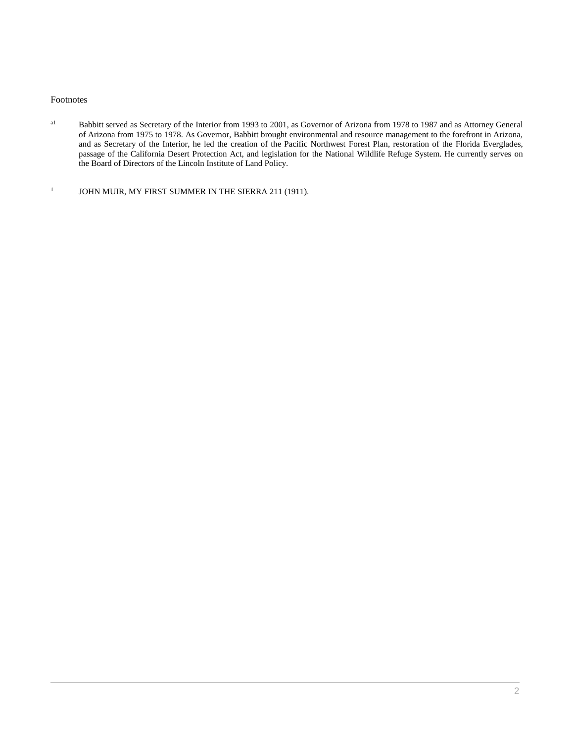Footnotes

[a1] Babbitt served as Secretary of the Interior from 1993 to 2001, as Governor of Arizona from 1978 to 1987 and as Attorney General of Arizona from 1975 to 1978. As Governor, Babbitt brought environmental and resource management to the forefront in Arizona, and as Secretary of the Interior, he led the creation of the Pacific Northwest Forest Plan, restoration of the Florida Everglades, passage of the California Desert Protection Act, and legislation for the National Wildlife Refuge System. He currently serves on the Board of Directors of the Lincoln Institute of Land Policy.

[1] JOHN MUIR, MY FIRST SUMMER IN THE SIERRA 211 (1911).